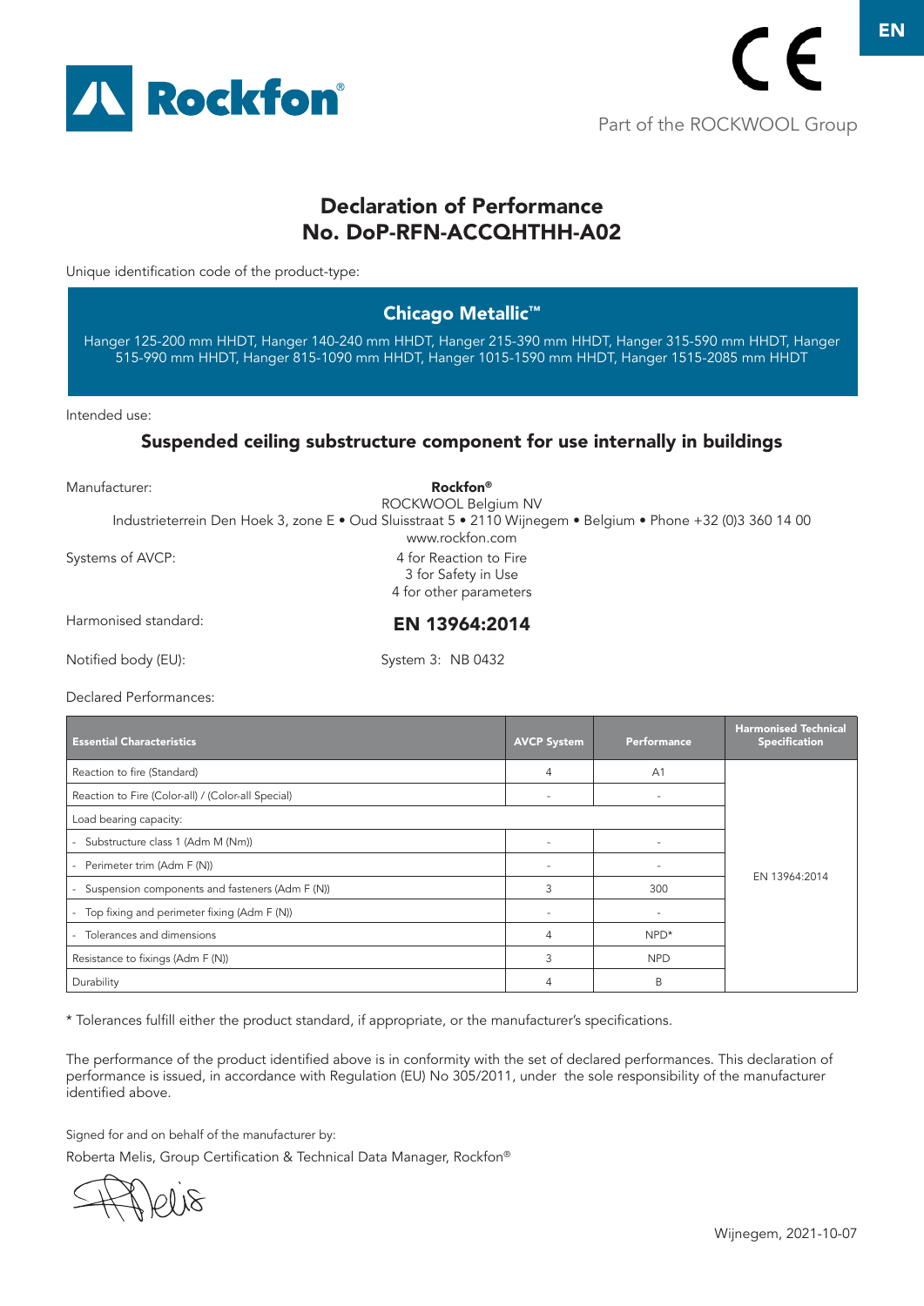Rockfon

CE

Part of the ROCKWOOL Group

# Declaration of Performance
# No. DoP-RFN-ACCQHTHH-A02

Unique identification code of the product-type:

## Chicago Metallic™

Hanger 125-200 mm HHDT, Hanger 140-240 mm HHDT, Hanger 215-390 mm HHDT, Hanger 315-590 mm HHDT, Hanger 515-990 mm HHDT, Hanger 815-1090 mm HHDT, Hanger 1015-1590 mm HHDT, Hanger 1515-2085 mm HHDT

Intended use:

## Suspended ceiling substructure component for use internally in buildings

Manufacturer:

**Rockfon®**
ROCKWOOL Belgium NV
Industrieterrein Den Hoek 3, zone E • Oud Sluisstraat 5 • 2110 Wijnegem • Belgium • Phone +32 (0)3 360 14 00
www.rockfon.com

Systems of AVCP:

4 for Reaction to Fire
3 for Safety in Use
4 for other parameters

Harmonised standard: **EN 13964:2014**

Notified body (EU): System 3: NB 0432

Declared Performances:

| Essential Characteristics | AVCP System | Performance | Harmonised Technical Specification |
|---|---|---|---|
| Reaction to fire (Standard) | 4 | A1 | EN 13964:2014 |
| Reaction to Fire (Color-all) / (Color-all Special) | - | - | |
| Load bearing capacity: | | | |
| - Substructure class 1 (Adm M (Nm)) | - | - | |
| - Perimeter trim (Adm F (N)) | - | - | |
| - Suspension components and fasteners (Adm F (N)) | 3 | 300 | |
| - Top fixing and perimeter fixing (Adm F (N)) | - | - | |
| - Tolerances and dimensions | 4 | NPD* | |
| Resistance to fixings (Adm F (N)) | 3 | NPD | |
| Durability | 4 | B | |

* Tolerances fulfill either the product standard, if appropriate, or the manufacturer's specifications.

The performance of the product identified above is in conformity with the set of declared performances. This declaration of performance is issued, in accordance with Regulation (EU) No 305/2011, under the sole responsibility of the manufacturer identified above.

Signed for and on behalf of the manufacturer by:

Roberta Melis, Group Certification & Technical Data Manager, Rockfon®

Wijnegem, 2021-10-07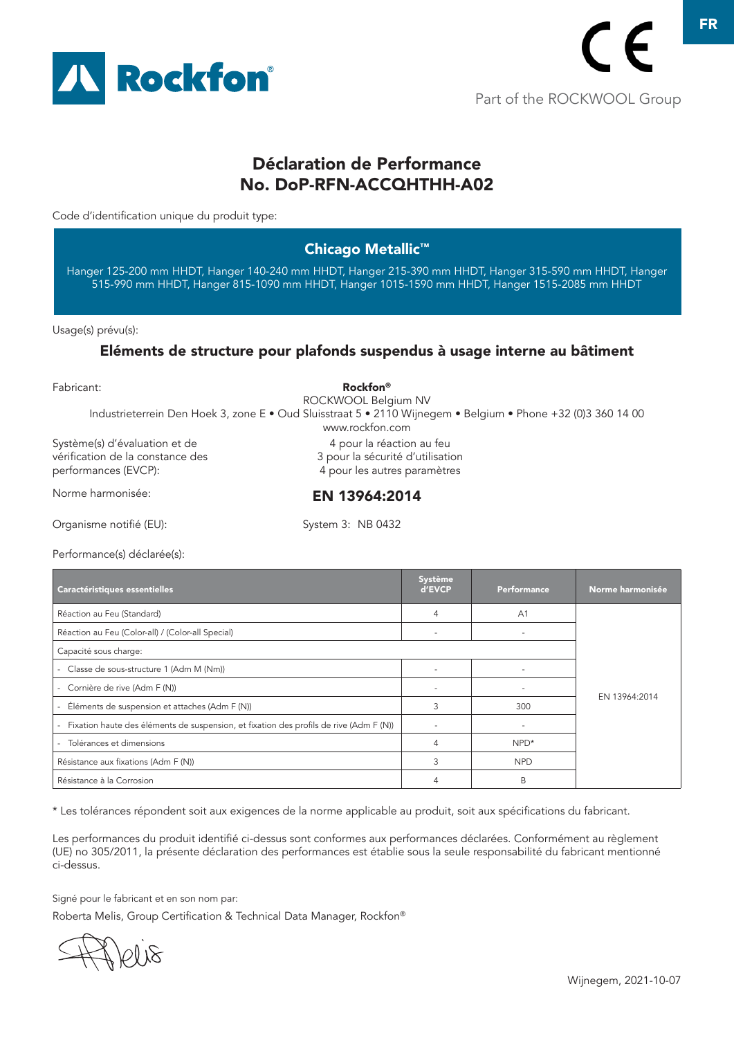# Déclaration de Performance
# No. DoP-RFN-ACCQHTHH-A02

Code d'identification unique du produit type:

## Chicago Metallic™

Hanger 125-200 mm HHDT, Hanger 140-240 mm HHDT, Hanger 215-390 mm HHDT, Hanger 315-590 mm HHDT, Hanger 515-990 mm HHDT, Hanger 815-1090 mm HHDT, Hanger 1015-1590 mm HHDT, Hanger 1515-2085 mm HHDT

Usage(s) prévu(s):

### Eléments de structure pour plafonds suspendus à usage interne au bâtiment

Fabricant:

**Rockfon®**
ROCKWOOL Belgium NV
Industrieterrein Den Hoek 3, zone E • Oud Sluisstraat 5 • 2110 Wijnegem • Belgium • Phone +32 (0)3 360 14 00
www.rockfon.com

Système(s) d'évaluation et de vérification de la constance des performances (EVCP):

4 pour la réaction au feu
3 pour la sécurité d'utilisation
4 pour les autres paramètres

Norme harmonisée: **EN 13964:2014**

Organisme notifié (EU): System 3: NB 0432

Performance(s) déclarée(s):

| Caractéristiques essentielles | Système d'EVCP | Performance | Norme harmonisée |
|---|---|---|---|
| Réaction au Feu (Standard) | 4 | A1 | EN 13964:2014 |
| Réaction au Feu (Color-all) / (Color-all Special) | - | - | |
| Capacité sous charge: | | | |
| - Classe de sous-structure 1 (Adm M (Nm)) | - | - | |
| - Cornière de rive (Adm F (N)) | - | - | |
| - Éléments de suspension et attaches (Adm F (N)) | 3 | 300 | |
| - Fixation haute des éléments de suspension, et fixation des profils de rive (Adm F (N)) | - | - | |
| - Tolérances et dimensions | 4 | NPD* | |
| Résistance aux fixations (Adm F (N)) | 3 | NPD | |
| Résistance à la Corrosion | 4 | B | |

* Les tolérances répondent soit aux exigences de la norme applicable au produit, soit aux spécifications du fabricant.

Les performances du produit identifié ci-dessus sont conformes aux performances déclarées. Conformément au règlement (UE) no 305/2011, la présente déclaration des performances est établie sous la seule responsabilité du fabricant mentionné ci-dessus.

Signé pour le fabricant et en son nom par:

Roberta Melis, Group Certification & Technical Data Manager, Rockfon®

Wijnegem, 2021-10-07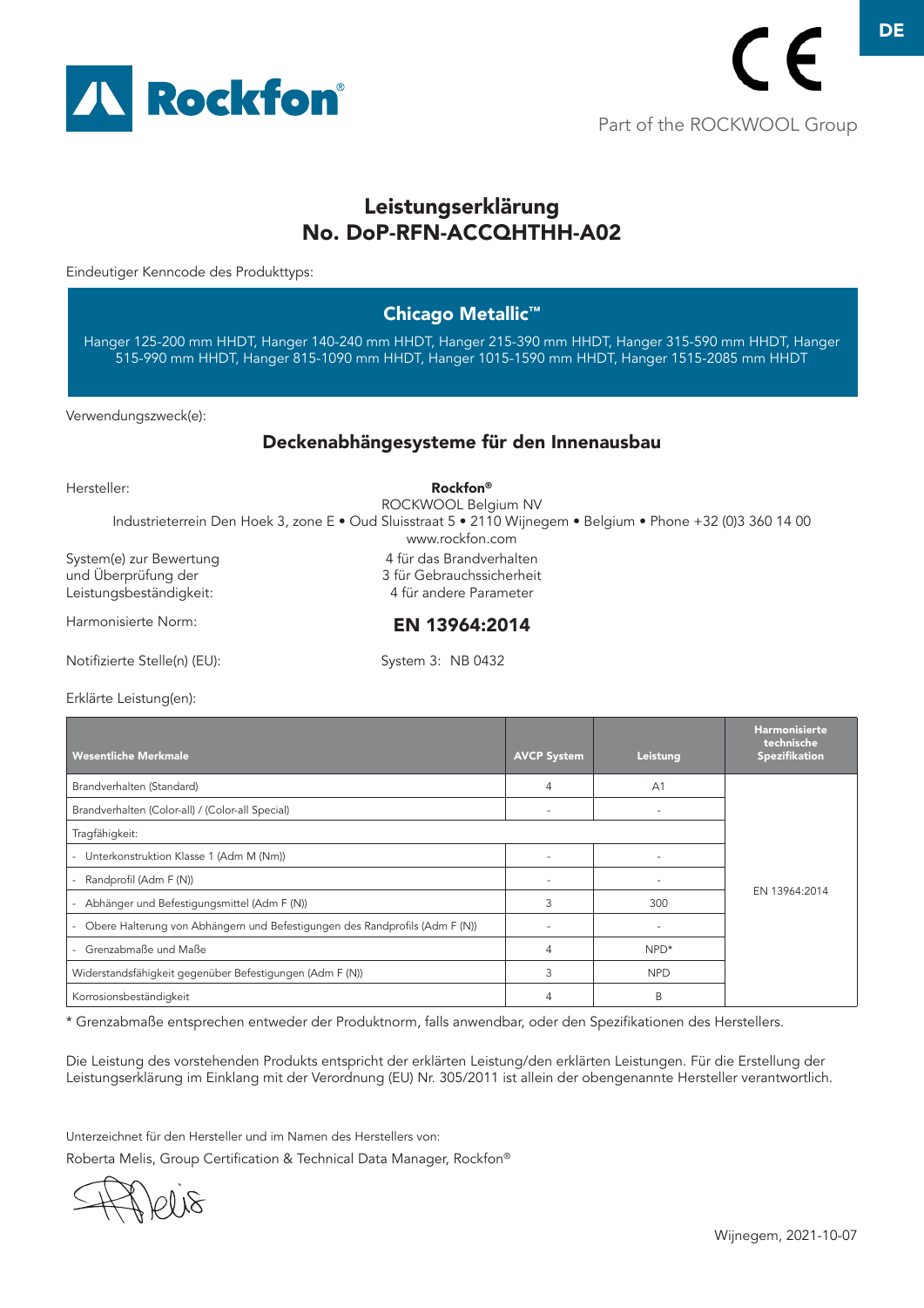# Leistungserklärung
# No. DoP-RFN-ACCQHTHH-A02

Eindeutiger Kenncode des Produkttyps:

**Chicago Metallic™**

Hanger 125-200 mm HHDT, Hanger 140-240 mm HHDT, Hanger 215-390 mm HHDT, Hanger 315-590 mm HHDT, Hanger 515-990 mm HHDT, Hanger 815-1090 mm HHDT, Hanger 1015-1590 mm HHDT, Hanger 1515-2085 mm HHDT

Verwendungszweck(e):

**Deckenabhängesysteme für den Innenausbau**

Hersteller:

**Rockfon®**
ROCKWOOL Belgium NV
Industrieterrein Den Hoek 3, zone E • Oud Sluisstraat 5 • 2110 Wijnegem • Belgium • Phone +32 (0)3 360 14 00
www.rockfon.com

System(e) zur Bewertung und Überprüfung der Leistungsbeständigkeit:
4 für das Brandverhalten
3 für Gebrauchssicherheit
4 für andere Parameter

Harmonisierte Norm: **EN 13964:2014**

Notifizierte Stelle(n) (EU): System 3: NB 0432

Erklärte Leistung(en):

| Wesentliche Merkmale | AVCP System | Leistung | Harmonisierte technische Spezifikation |
|---|---|---|---|
| Brandverhalten (Standard) | 4 | A1 | EN 13964:2014 |
| Brandverhalten (Color-all) / (Color-all Special) | - | - | |
| Tragfähigkeit: | | | |
| - Unterkonstruktion Klasse 1 (Adm M (Nm)) | - | - | |
| - Randprofil (Adm F (N)) | - | - | |
| - Abhänger und Befestigungsmittel (Adm F (N)) | 3 | 300 | |
| - Obere Halterung von Abhängern und Befestigungen des Randprofils (Adm F (N)) | - | - | |
| - Grenzabmaße und Maße | 4 | NPD* | |
| Widerstandsfähigkeit gegenüber Befestigungen (Adm F (N)) | 3 | NPD | |
| Korrosionsbeständigkeit | 4 | B | |

\* Grenzabmaße entsprechen entweder der Produktnorm, falls anwendbar, oder den Spezifikationen des Herstellers.

Die Leistung des vorstehenden Produkts entspricht der erklärten Leistung/den erklärten Leistungen. Für die Erstellung der Leistungserklärung im Einklang mit der Verordnung (EU) Nr. 305/2011 ist allein der obengenannte Hersteller verantwortlich.

Unterzeichnet für den Hersteller und im Namen des Herstellers von:

Roberta Melis, Group Certification & Technical Data Manager, Rockfon®

Wijnegem, 2021-10-07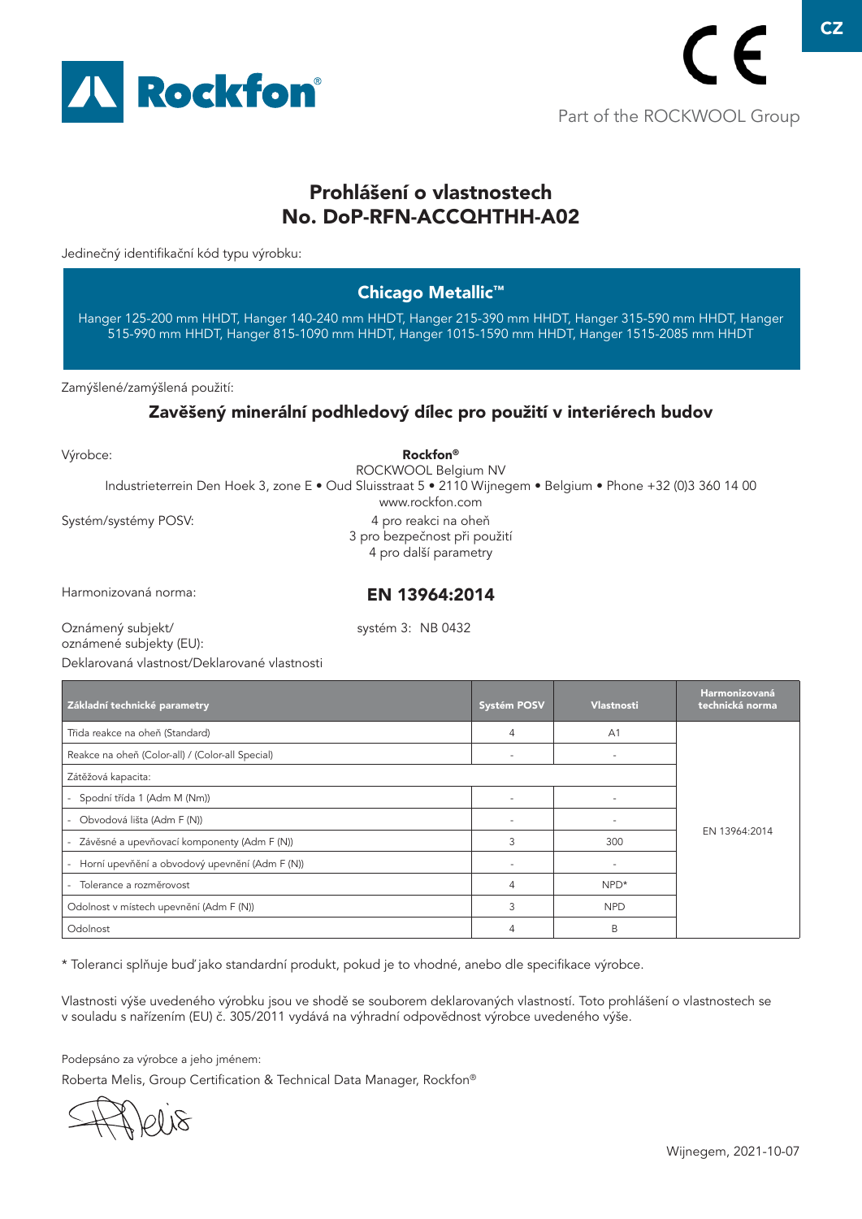Part of the ROCKWOOL Group

# Prohlášení o vlastnostech
# No. DoP-RFN-ACCQHTHH-A02

Jedinečný identifikační kód typu výrobku:

## Chicago Metallic™

Hanger 125-200 mm HHDT, Hanger 140-240 mm HHDT, Hanger 215-390 mm HHDT, Hanger 315-590 mm HHDT, Hanger 515-990 mm HHDT, Hanger 815-1090 mm HHDT, Hanger 1015-1590 mm HHDT, Hanger 1515-2085 mm HHDT

Zamýšlené/zamýšlená použití:

**Zavěšený minerální podhledový dílec pro použití v interiérech budov**

Výrobce:
**Rockfon®**
ROCKWOOL Belgium NV
Industrieterrein Den Hoek 3, zone E • Oud Sluisstraat 5 • 2110 Wijnegem • Belgium • Phone +32 (0)3 360 14 00
www.rockfon.com

Systém/systémy POSV:
4 pro reakci na oheň
3 pro bezpečnost při použití
4 pro další parametry

Harmonizovaná norma: **EN 13964:2014**

Oznámený subjekt/
oznámené subjekty (EU): systém 3: NB 0432

Deklarovaná vlastnost/Deklarované vlastnosti

| Základní technické parametry | Systém POSV | Vlastnosti | Harmonizovaná technická norma |
|---|---|---|---|
| Třída reakce na oheň (Standard) | 4 | A1 | EN 13964:2014 |
| Reakce na oheň (Color-all) / (Color-all Special) | - | - | |
| Zátěžová kapacita: | | | |
| - Spodní třída 1 (Adm M (Nm)) | - | - | |
| - Obvodová lišta (Adm F (N)) | - | - | |
| - Závěsné a upevňovací komponenty (Adm F (N)) | 3 | 300 | |
| - Horní upevnění a obvodový upevnění (Adm F (N)) | - | - | |
| - Tolerance a rozměrovost | 4 | NPD* | |
| Odolnost v místech upevnění (Adm F (N)) | 3 | NPD | |
| Odolnost | 4 | B | |

* Toleranci splňuje buď jako standardní produkt, pokud je to vhodné, anebo dle specifikace výrobce.

Vlastnosti výše uvedeného výrobku jsou ve shodě se souborem deklarovaných vlastností. Toto prohlášení o vlastnostech se v souladu s nařízením (EU) č. 305/2011 vydává na výhradní odpovědnost výrobce uvedeného výše.

Podepsáno za výrobce a jeho jménem:

Roberta Melis, Group Certification & Technical Data Manager, Rockfon®

Wijnegem, 2021-10-07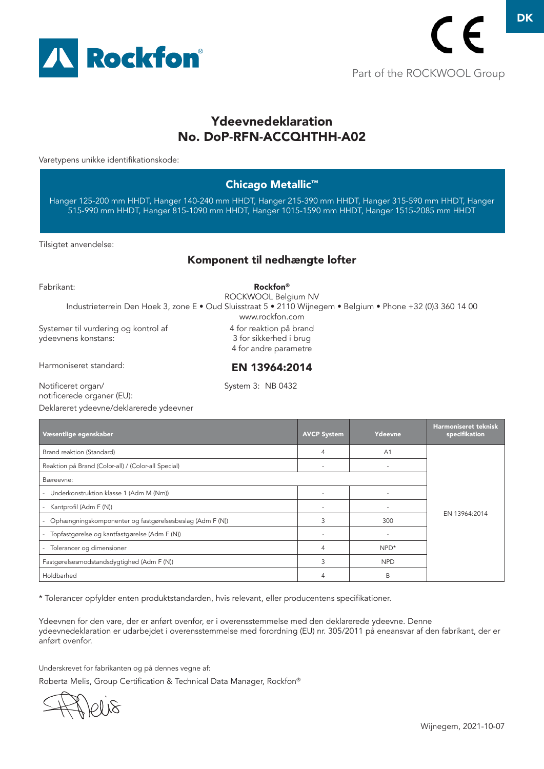DK

Part of the ROCKWOOL Group

# Ydeevnedeklaration
# No. DoP-RFN-ACCQHTHH-A02

Varetypens unikke identifikationskode:

## Chicago Metallic™

Hanger 125-200 mm HHDT, Hanger 140-240 mm HHDT, Hanger 215-390 mm HHDT, Hanger 315-590 mm HHDT, Hanger 515-990 mm HHDT, Hanger 815-1090 mm HHDT, Hanger 1015-1590 mm HHDT, Hanger 1515-2085 mm HHDT

Tilsigtet anvendelse:

## Komponent til nedhængte lofter

Fabrikant:

**Rockfon®**
ROCKWOOL Belgium NV
Industrieterrein Den Hoek 3, zone E • Oud Sluisstraat 5 • 2110 Wijnegem • Belgium • Phone +32 (0)3 360 14 00
www.rockfon.com

Systemer til vurdering og kontrol af ydeevnens konstans:

4 for reaktion på brand
3 for sikkerhed i brug
4 for andre parametre

Harmoniseret standard:

**EN 13964:2014**

Notificeret organ/ notificerede organer (EU):

System 3: NB 0432

Deklareret ydeevne/deklarerede ydeevner

| Væsentlige egenskaber | AVCP System | Ydeevne | Harmoniseret teknisk specifikation |
|---|---|---|---|
| Brand reaktion (Standard) | 4 | A1 | EN 13964:2014 |
| Reaktion på Brand (Color-all) / (Color-all Special) | - | - | |
| Bæreevne: | | | |
| - Underkonstruktion klasse 1 (Adm M (Nm)) | - | - | |
| - Kantprofil (Adm F (N)) | - | - | |
| - Ophængningskomponenter og fastgørelsesbeslag (Adm F (N)) | 3 | 300 | |
| - Topfastgørelse og kantfastgørelse (Adm F (N)) | - | - | |
| - Tolerancer og dimensioner | 4 | NPD* | |
| Fastgørelsesmodstandsdygtighed (Adm F (N)) | 3 | NPD | |
| Holdbarhed | 4 | B | |

* Tolerancer opfylder enten produktstandarden, hvis relevant, eller producentens specifikationer.

Ydeevnen for den vare, der er anført ovenfor, er i overensstemmelse med den deklarerede ydeevne. Denne ydeevnedeklaration er udarbejdet i overensstemmelse med forordning (EU) nr. 305/2011 på eneansvar af den fabrikant, der er anført ovenfor.

Underskrevet for fabrikanten og på dennes vegne af:

Roberta Melis, Group Certification & Technical Data Manager, Rockfon®

Wijnegem, 2021-10-07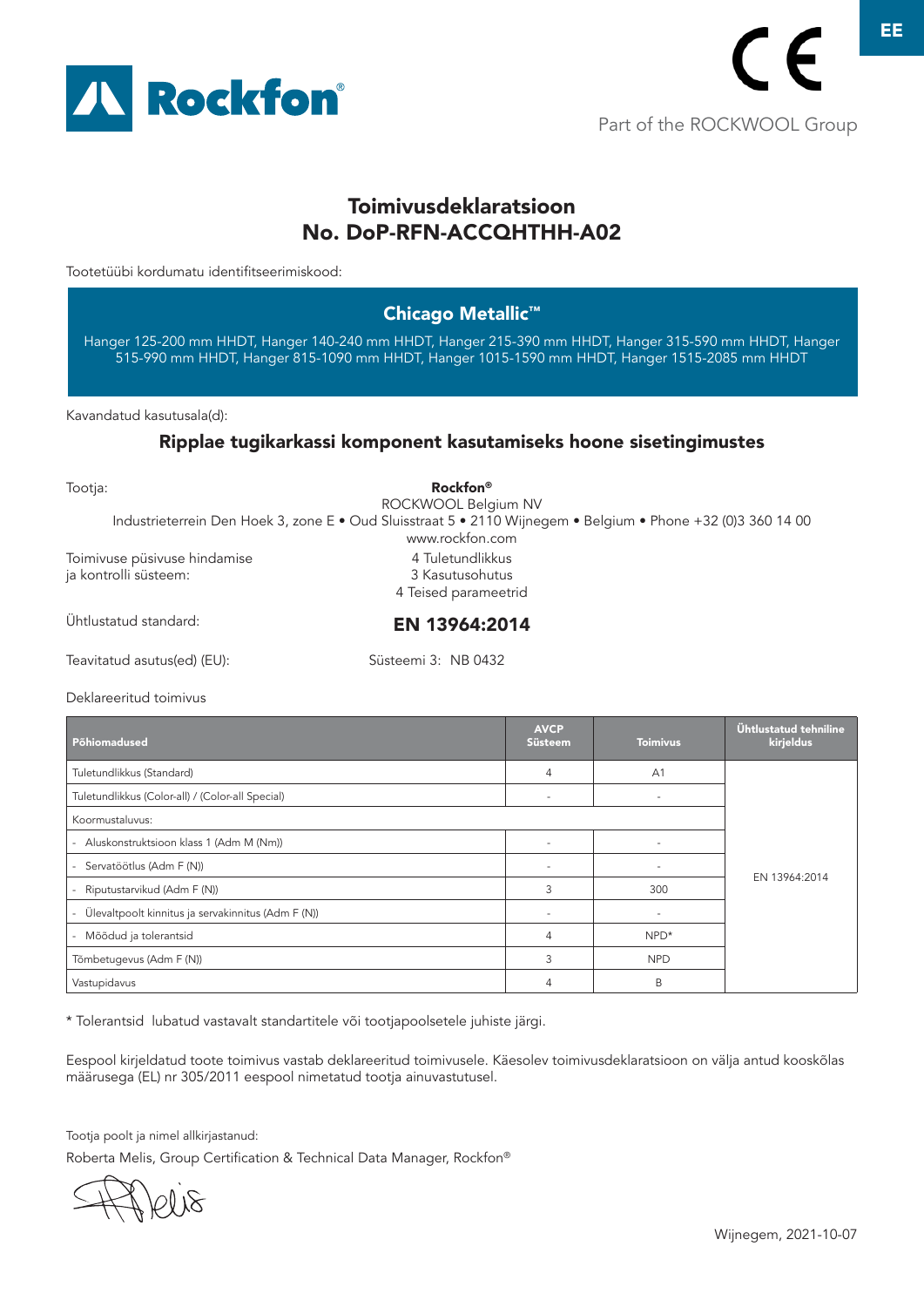EE

Part of the ROCKWOOL Group

# Toimivusdeklaratsioon
# No. DoP-RFN-ACCQHTHH-A02

Tootetüübi kordumatu identifitseerimiskood:

## Chicago Metallic™

Hanger 125-200 mm HHDT, Hanger 140-240 mm HHDT, Hanger 215-390 mm HHDT, Hanger 315-590 mm HHDT, Hanger 515-990 mm HHDT, Hanger 815-1090 mm HHDT, Hanger 1015-1590 mm HHDT, Hanger 1515-2085 mm HHDT

Kavandatud kasutusala(d):

### Ripplae tugikarkassi komponent kasutamiseks hoone sisetingimustes

Tootja:

**Rockfon®**
ROCKWOOL Belgium NV
Industrieterrein Den Hoek 3, zone E • Oud Sluisstraat 5 • 2110 Wijnegem • Belgium • Phone +32 (0)3 360 14 00
www.rockfon.com

Toimivuse püsivuse hindamise ja kontrolli süsteem:
4 Tuletundlikkus
3 Kasutusohutus
4 Teised parameetrid

Ühtlustatud standard: **EN 13964:2014**

Teavitatud asutus(ed) (EU): Süsteemi 3: NB 0432

Deklareeritud toimivus

| Põhiomadused | AVCP Süsteem | Toimivus | Ühtlustatud tehniline kirjeldus |
|---|---|---|---|
| Tuletundlikkus (Standard) | 4 | A1 | EN 13964:2014 |
| Tuletundlikkus (Color-all) / (Color-all Special) | - | - | |
| Koormustaluvus: | | | |
| - Aluskonstruktsioon klass 1 (Adm M (Nm)) | - | - | |
| - Servatöötlus (Adm F (N)) | - | - | |
| - Riputustarvikud (Adm F (N)) | 3 | 300 | |
| - Ülevaltpoolt kinnitus ja servakinnitus (Adm F (N)) | - | - | |
| - Mõõdud ja tolerantsid | 4 | NPD* | |
| Tõmbetugevus (Adm F (N)) | 3 | NPD | |
| Vastupidavus | 4 | B | |

\* Tolerantsid lubatud vastavalt standartitele või tootjapoolsetele juhiste järgi.

Eespool kirjeldatud toote toimivus vastab deklareeritud toimivusele. Käesolev toimivusdeklaratsioon on välja antud kooskõlas määrusega (EL) nr 305/2011 eespool nimetatud tootja ainuvastutusel.

Tootja poolt ja nimel allkirjastanud:

Roberta Melis, Group Certification & Technical Data Manager, Rockfon®

Wijnegem, 2021-10-07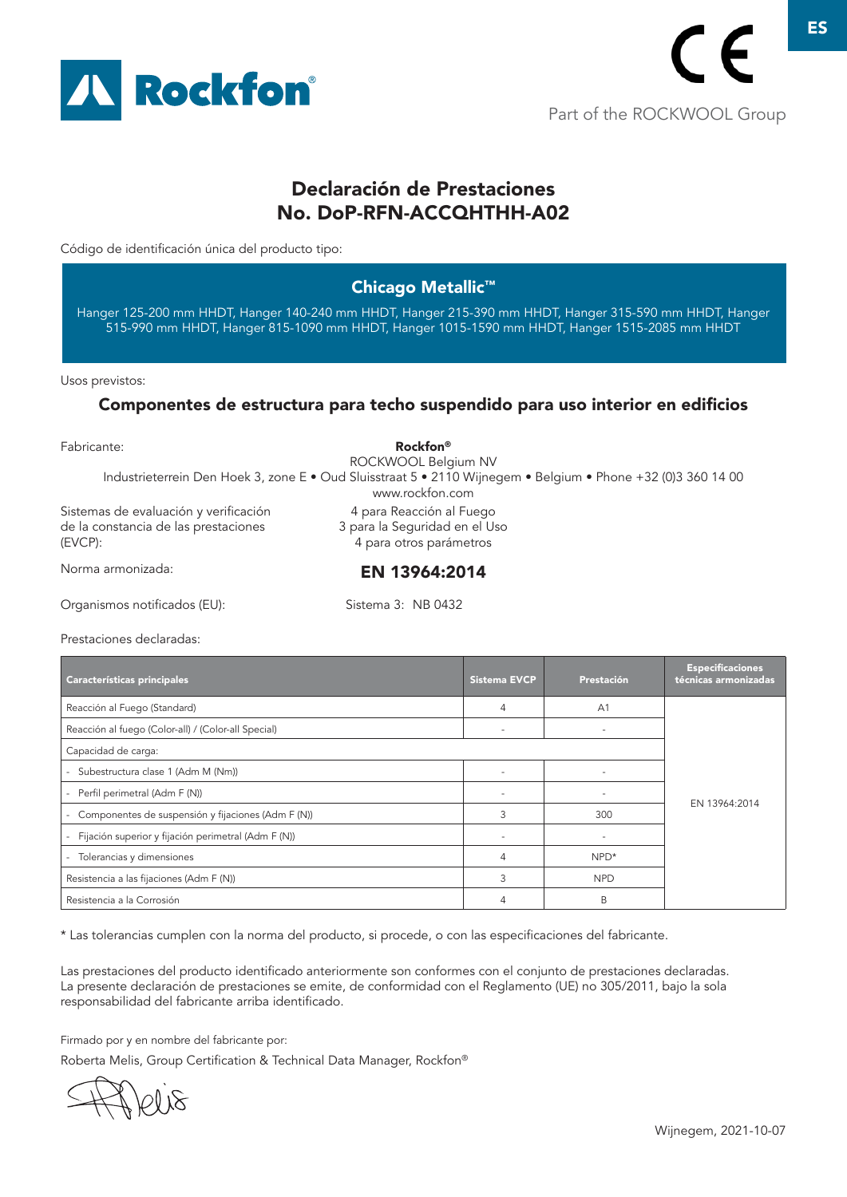ES

Part of the ROCKWOOL Group

# Declaración de Prestaciones
# No. DoP-RFN-ACCQHTHH-A02

Código de identificación única del producto tipo:

## Chicago Metallic™

Hanger 125-200 mm HHDT, Hanger 140-240 mm HHDT, Hanger 215-390 mm HHDT, Hanger 315-590 mm HHDT, Hanger 515-990 mm HHDT, Hanger 815-1090 mm HHDT, Hanger 1015-1590 mm HHDT, Hanger 1515-2085 mm HHDT

Usos previstos:

### Componentes de estructura para techo suspendido para uso interior en edificios

Fabricante:

**Rockfon®**
ROCKWOOL Belgium NV
Industrieterrein Den Hoek 3, zone E • Oud Sluisstraat 5 • 2110 Wijnegem • Belgium • Phone +32 (0)3 360 14 00
www.rockfon.com

Sistemas de evaluación y verificación de la constancia de las prestaciones (EVCP):

4 para Reacción al Fuego
3 para la Seguridad en el Uso
4 para otros parámetros

Norma armonizada: **EN 13964:2014**

Organismos notificados (EU): Sistema 3: NB 0432

Prestaciones declaradas:

| Características principales | Sistema EVCP | Prestación | Especificaciones técnicas armonizadas |
|---|---|---|---|
| Reacción al Fuego (Standard) | 4 | A1 | EN 13964:2014 |
| Reacción al fuego (Color-all) / (Color-all Special) | - | - | |
| Capacidad de carga: | | | |
| - Subestructura clase 1 (Adm M (Nm)) | - | - | |
| - Perfil perimetral (Adm F (N)) | - | - | |
| - Componentes de suspensión y fijaciones (Adm F (N)) | 3 | 300 | |
| - Fijación superior y fijación perimetral (Adm F (N)) | - | - | |
| - Tolerancias y dimensiones | 4 | NPD* | |
| Resistencia a las fijaciones (Adm F (N)) | 3 | NPD | |
| Resistencia a la Corrosión | 4 | B | |

\* Las tolerancias cumplen con la norma del producto, si procede, o con las especificaciones del fabricante.

Las prestaciones del producto identificado anteriormente son conformes con el conjunto de prestaciones declaradas. La presente declaración de prestaciones se emite, de conformidad con el Reglamento (UE) no 305/2011, bajo la sola responsabilidad del fabricante arriba identificado.

Firmado por y en nombre del fabricante por:

Roberta Melis, Group Certification & Technical Data Manager, Rockfon®

Wijnegem, 2021-10-07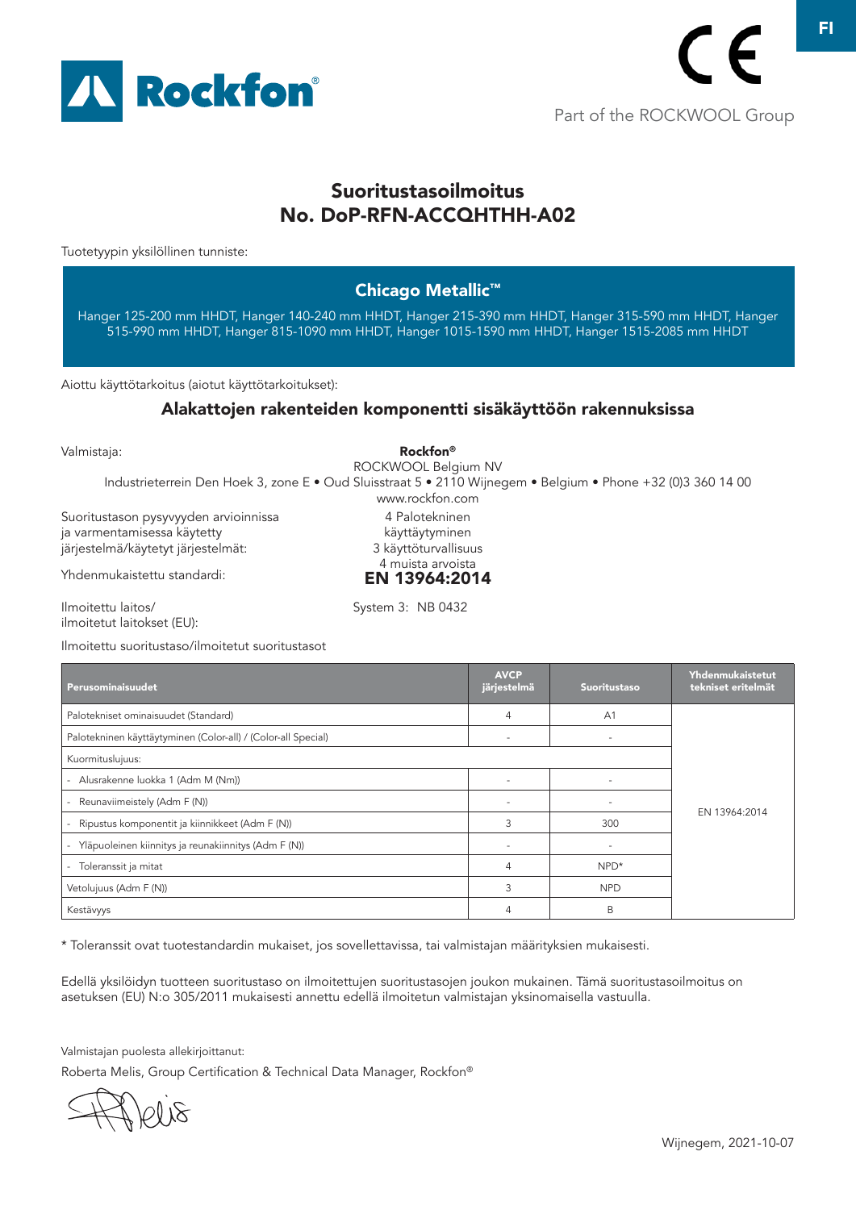FI

Rockfon®

Part of the ROCKWOOL Group

# Suoritustasoilmoitus
# No. DoP-RFN-ACCQHTHH-A02

Tuotetyypin yksilöllinen tunniste:

## Chicago Metallic™

Hanger 125-200 mm HHDT, Hanger 140-240 mm HHDT, Hanger 215-390 mm HHDT, Hanger 315-590 mm HHDT, Hanger 515-990 mm HHDT, Hanger 815-1090 mm HHDT, Hanger 1015-1590 mm HHDT, Hanger 1515-2085 mm HHDT

Aiottu käyttötarkoitus (aiotut käyttötarkoitukset):

## Alakattojen rakenteiden komponentti sisäkäyttöön rakennuksissa

Valmistaja:

**Rockfon®**
ROCKWOOL Belgium NV
Industrieterrein Den Hoek 3, zone E • Oud Sluisstraat 5 • 2110 Wijnegem • Belgium • Phone +32 (0)3 360 14 00
www.rockfon.com

Suoritustason pysyvyyden arvioinnissa ja varmentamisessa käytetty järjestelmä/käytetyt järjestelmät:

4 Palotekninen käyttäytyminen
3 käyttöturvallisuus
4 muista arvoista

Yhdenmukaistettu standardi: **EN 13964:2014**

Ilmoitettu laitos/ ilmoitetut laitokset (EU): System 3: NB 0432

Ilmoitettu suoritustaso/ilmoitetut suoritustasot

| Perusominaisuudet | AVCP järjestelmä | Suoritustaso | Yhdenmukaistetut tekniset eritelmät |
|---|---|---|---|
| Palotekniset ominaisuudet (Standard) | 4 | A1 | EN 13964:2014 |
| Palotekninen käyttäytyminen (Color-all) / (Color-all Special) | - | - | |
| Kuormituslujuus: | | | |
| - Alusrakenne luokka 1 (Adm M (Nm)) | - | - | |
| - Reunaviimeistely (Adm F (N)) | - | - | |
| - Ripustus komponentit ja kiinnikkeet (Adm F (N)) | 3 | 300 | |
| - Yläpuoleinen kiinnitys ja reunakiinnitys (Adm F (N)) | - | - | |
| - Toleranssit ja mitat | 4 | NPD* | |
| Vetolujuus (Adm F (N)) | 3 | NPD | |
| Kestävyys | 4 | B | |

\* Toleranssit ovat tuotestandardin mukaiset, jos sovellettavissa, tai valmistajan määritysten mukaisesti.

Edellä yksilöidyn tuotteen suoritustaso on ilmoitettujen suoritustasojen joukon mukainen. Tämä suoritustasoilmoitus on asetuksen (EU) N:o 305/2011 mukaisesti annettu edellä ilmoitetun valmistajan yksinomaisella vastuulla.

Valmistajan puolesta allekirjoittanut:

Roberta Melis, Group Certification & Technical Data Manager, Rockfon®

Wijnegem, 2021-10-07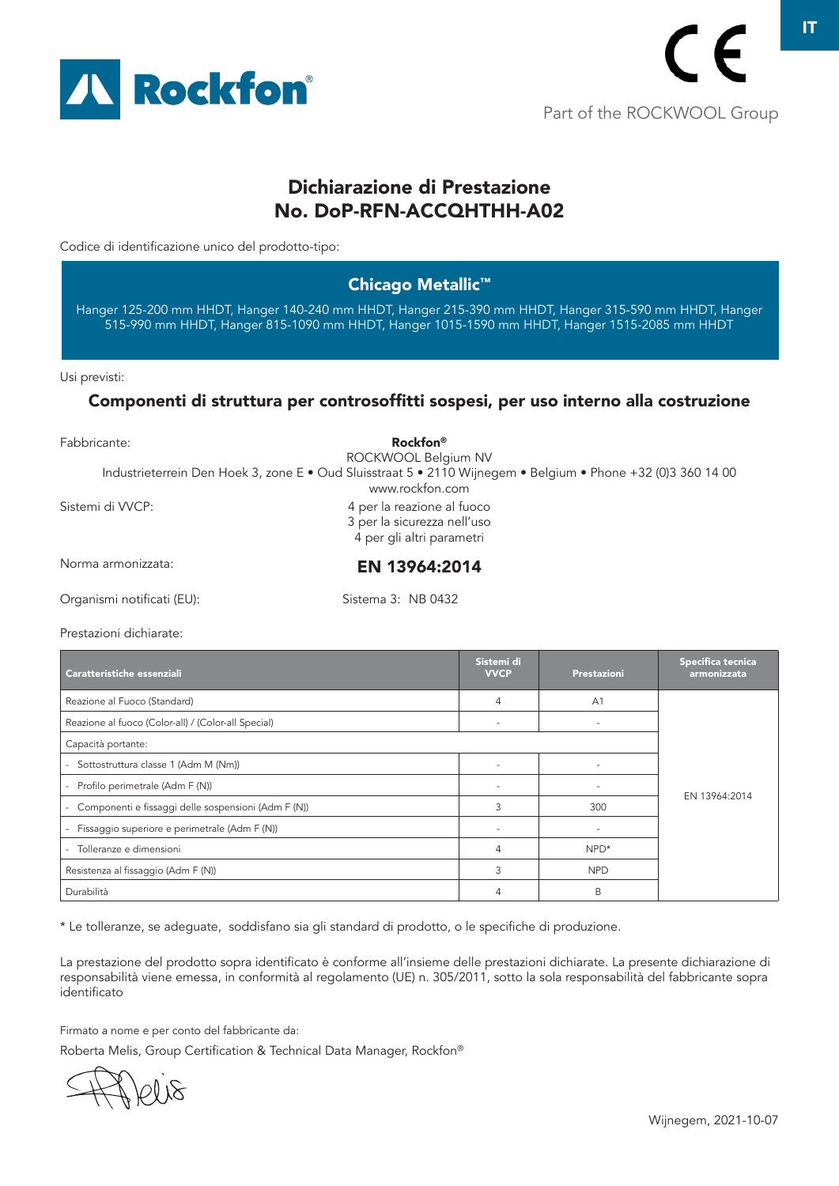Rockfon®

Part of the ROCKWOOL Group

# Dichiarazione di Prestazione
# No. DoP-RFN-ACCQHTHH-A02

Codice di identificazione unico del prodotto-tipo:

## Chicago Metallic™

Hanger 125-200 mm HHDT, Hanger 140-240 mm HHDT, Hanger 215-390 mm HHDT, Hanger 315-590 mm HHDT, Hanger 515-990 mm HHDT, Hanger 815-1090 mm HHDT, Hanger 1015-1590 mm HHDT, Hanger 1515-2085 mm HHDT

Usi previsti:

### Componenti di struttura per controsoffitti sospesi, per uso interno alla costruzione

Fabbricante:

**Rockfon®**
ROCKWOOL Belgium NV
Industrieterrein Den Hoek 3, zone E • Oud Sluisstraat 5 • 2110 Wijnegem • Belgium • Phone +32 (0)3 360 14 00
www.rockfon.com

Sistemi di VVCP:

4 per la reazione al fuoco
3 per la sicurezza nell'uso
4 per gli altri parametri

Norma armonizzata: **EN 13964:2014**

Organismi notificati (EU): Sistema 3: NB 0432

Prestazioni dichiarate:

| Caratteristiche essenziali | Sistemi di VVCP | Prestazioni | Specifica tecnica armonizzata |
|---|---|---|---|
| Reazione al Fuoco (Standard) | 4 | A1 | EN 13964:2014 |
| Reazione al fuoco (Color-all) / (Color-all Special) | - | - | |
| Capacità portante: | | | |
| - Sottostruttura classe 1 (Adm M (Nm)) | - | - | |
| - Profilo perimetrale (Adm F (N)) | - | - | |
| - Componenti e fissaggi delle sospensioni (Adm F (N)) | 3 | 300 | |
| - Fissaggio superiore e perimetrale (Adm F (N)) | - | - | |
| - Tolleranze e dimensioni | 4 | NPD* | |
| Resistenza al fissaggio (Adm F (N)) | 3 | NPD | |
| Durabilità | 4 | B | |

\* Le tolleranze, se adeguate, soddisfano sia gli standard di prodotto, o le specifiche di produzione.

La prestazione del prodotto sopra identificato è conforme all'insieme delle prestazioni dichiarate. La presente dichiarazione di responsabilità viene emessa, in conformità al regolamento (UE) n. 305/2011, sotto la sola responsabilità del fabbricante sopra identificato

Firmato a nome e per conto del fabbricante da:

Roberta Melis, Group Certification & Technical Data Manager, Rockfon®

Wijnegem, 2021-10-07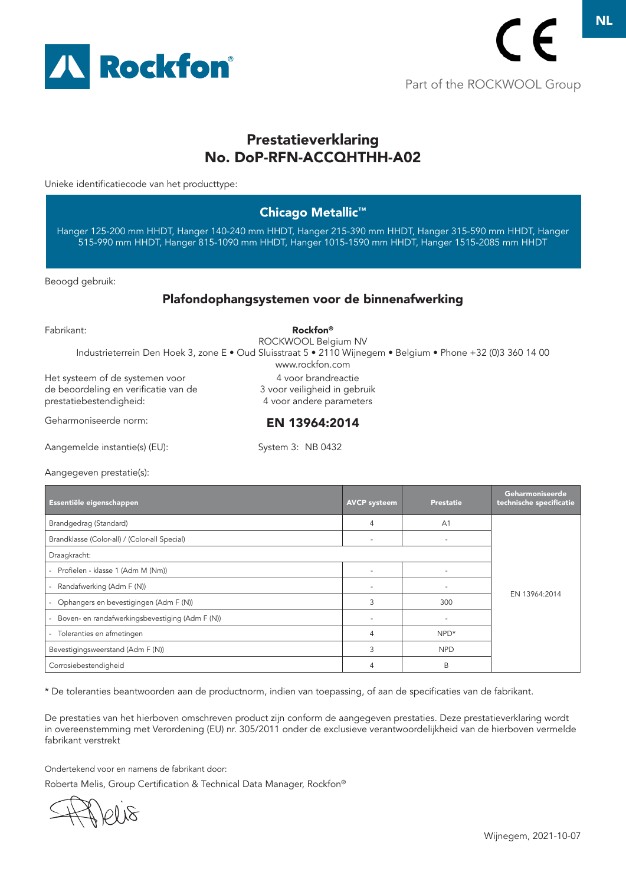NL

Rockfon®

CE

Part of the ROCKWOOL Group

# Prestatieverklaring
# No. DoP-RFN-ACCQHTHH-A02

Unieke identificatiecode van het producttype:

## Chicago Metallic™

Hanger 125-200 mm HHDT, Hanger 140-240 mm HHDT, Hanger 215-390 mm HHDT, Hanger 315-590 mm HHDT, Hanger 515-990 mm HHDT, Hanger 815-1090 mm HHDT, Hanger 1015-1590 mm HHDT, Hanger 1515-2085 mm HHDT

Beoogd gebruik:

## Plafondophangsystemen voor de binnenafwerking

Fabrikant:

**Rockfon®**
ROCKWOOL Belgium NV
Industrieterrein Den Hoek 3, zone E • Oud Sluisstraat 5 • 2110 Wijnegem • Belgium • Phone +32 (0)3 360 14 00
www.rockfon.com

Het systeem of de systemen voor de beoordeling en verificatie van de prestatiebestendigheid:

4 voor brandreactie
3 voor veiligheid in gebruik
4 voor andere parameters

Geharmoniseerde norm: **EN 13964:2014**

Aangemelde instantie(s) (EU): System 3: NB 0432

Aangegeven prestatie(s):

| Essentiële eigenschappen | AVCP systeem | Prestatie | Geharmoniseerde technische specificatie |
|---|---|---|---|
| Brandgedrag (Standard) | 4 | A1 | EN 13964:2014 |
| Brandklasse (Color-all) / (Color-all Special) | - | - | |
| Draagkracht: | | | |
| - Profielen - klasse 1 (Adm M (Nm)) | - | - | |
| - Randafwerking (Adm F (N)) | - | - | |
| - Ophangers en bevestigingen (Adm F (N)) | 3 | 300 | |
| - Boven- en randafwerkingsbevestiging (Adm F (N)) | - | - | |
| - Toleranties en afmetingen | 4 | NPD* | |
| Bevestigingsweerstand (Adm F (N)) | 3 | NPD | |
| Corrosiebestendigheid | 4 | B | |

\* De toleranties beantwoorden aan de productnorm, indien van toepassing, of aan de specificaties van de fabrikant.

De prestaties van het hierboven omschreven product zijn conform de aangegeven prestaties. Deze prestatieverklaring wordt in overeenstemming met Verordening (EU) nr. 305/2011 onder de exclusieve verantwoordelijkheid van de hierboven vermelde fabrikant verstrekt

Ondertekend voor en namens de fabrikant door:

Roberta Melis, Group Certification & Technical Data Manager, Rockfon®

Wijnegem, 2021-10-07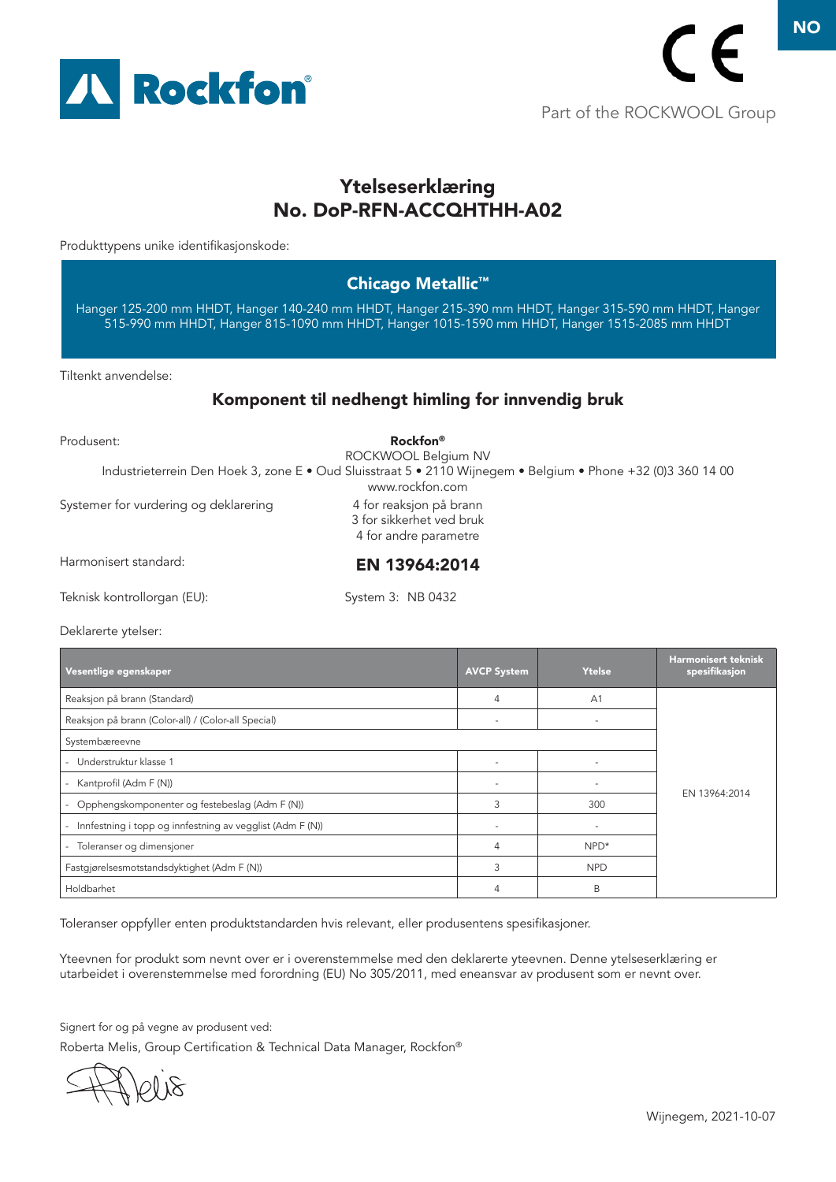NO

Part of the ROCKWOOL Group

# Ytelseserklæring
# No. DoP-RFN-ACCQHTHH-A02

Produkttypens unike identifikasjonskode:

## Chicago Metallic™

Hanger 125-200 mm HHDT, Hanger 140-240 mm HHDT, Hanger 215-390 mm HHDT, Hanger 315-590 mm HHDT, Hanger 515-990 mm HHDT, Hanger 815-1090 mm HHDT, Hanger 1015-1590 mm HHDT, Hanger 1515-2085 mm HHDT

Tiltenkt anvendelse:

## Komponent til nedhengt himling for innvendig bruk

Produsent: **Rockfon®**
ROCKWOOL Belgium NV
Industrieterrein Den Hoek 3, zone E • Oud Sluisstraat 5 • 2110 Wijnegem • Belgium • Phone +32 (0)3 360 14 00
www.rockfon.com

Systemer for vurdering og deklarering:
4 for reaksjon på brann
3 for sikkerhet ved bruk
4 for andre parametre

Harmonisert standard: **EN 13964:2014**

Teknisk kontrollorgan (EU): System 3: NB 0432

Deklarerte ytelser:

| Vesentlige egenskaper | AVCP System | Ytelse | Harmonisert teknisk spesifikasjon |
|---|---|---|---|
| Reaksjon på brann (Standard) | 4 | A1 | EN 13964:2014 |
| Reaksjon på brann (Color-all) / (Color-all Special) | - | - | |
| Systembæreevne | | | |
| - Understruktur klasse 1 | - | - | |
| - Kantprofil (Adm F (N)) | - | - | |
| - Opphengskomponenter og festebeslag (Adm F (N)) | 3 | 300 | |
| - Innfestning i topp og innfestning av vegglist (Adm F (N)) | - | - | |
| - Toleranser og dimensjoner | 4 | NPD* | |
| Fastgjørelsesmotstandsdyktighet (Adm F (N)) | 3 | NPD | |
| Holdbarhet | 4 | B | |

Toleranser oppfyller enten produktstandarden hvis relevant, eller produsentens spesifikasjoner.

Yteevnen for produkt som nevnt over er i overenstemmelse med den deklarerte yteevnen. Denne ytelseserklæring er utarbeidet i overenstemmelse med forordning (EU) No 305/2011, med eneansvar av produsent som er nevnt over.

Signert for og på vegne av produsent ved:

Roberta Melis, Group Certification & Technical Data Manager, Rockfon®

Wijnegem, 2021-10-07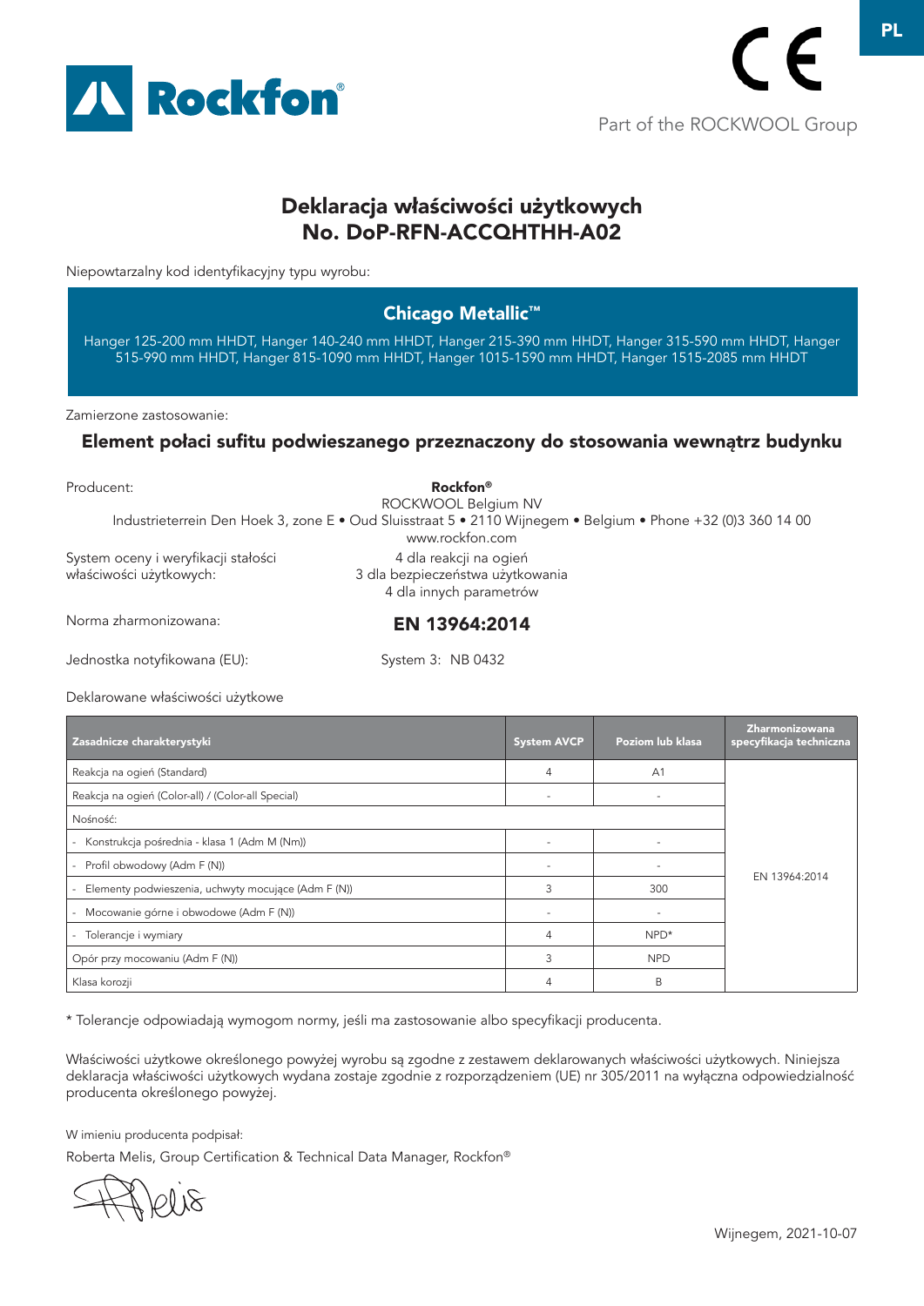# Deklaracja właściwości użytkowych
# No. DoP-RFN-ACCQHTHH-A02

Niepowtarzalny kod identyfikacyjny typu wyrobu:

## Chicago Metallic™

Hanger 125-200 mm HHDT, Hanger 140-240 mm HHDT, Hanger 215-390 mm HHDT, Hanger 315-590 mm HHDT, Hanger 515-990 mm HHDT, Hanger 815-1090 mm HHDT, Hanger 1015-1590 mm HHDT, Hanger 1515-2085 mm HHDT

Zamierzone zastosowanie:

### Element połaci sufitu podwieszanego przeznaczony do stosowania wewnątrz budynku

Producent:

**Rockfon®**
ROCKWOOL Belgium NV
Industrieterrein Den Hoek 3, zone E • Oud Sluisstraat 5 • 2110 Wijnegem • Belgium • Phone +32 (0)3 360 14 00
www.rockfon.com

System oceny i weryfikacji stałości właściwości użytkowych:
4 dla reakcji na ogień
3 dla bezpieczeństwa użytkowania
4 dla innych parametrów

Norma zharmonizowana: **EN 13964:2014**

Jednostka notyfikowana (EU): System 3: NB 0432

Deklarowane właściwości użytkowe

| Zasadnicze charakterystyki | System AVCP | Poziom lub klasa | Zharmonizowana specyfikacja techniczna |
|---|---|---|---|
| Reakcja na ogień (Standard) | 4 | A1 | EN 13964:2014 |
| Reakcja na ogień (Color-all) / (Color-all Special) | - | - | |
| Nośność: | | | |
| - Konstrukcja pośrednia - klasa 1 (Adm M (Nm)) | - | - | |
| - Profil obwodowy (Adm F (N)) | - | - | |
| - Elementy podwieszenia, uchwyty mocujące (Adm F (N)) | 3 | 300 | |
| - Mocowanie górne i obwodowe (Adm F (N)) | - | - | |
| - Tolerancje i wymiary | 4 | NPD* | |
| Opór przy mocowaniu (Adm F (N)) | 3 | NPD | |
| Klasa korozji | 4 | B | |

\* Tolerancje odpowiadają wymogom normy, jeśli ma zastosowanie albo specyfikacji producenta.

Właściwości użytkowe określonego powyżej wyrobu są zgodne z zestawem deklarowanych właściwości użytkowych. Niniejsza deklaracja właściwości użytkowych wydana zostaje zgodnie z rozporządzeniem (UE) nr 305/2011 na wyłączna odpowiedzialność producenta określonego powyżej.

W imieniu producenta podpisał:

Roberta Melis, Group Certification & Technical Data Manager, Rockfon®

Wijnegem, 2021-10-07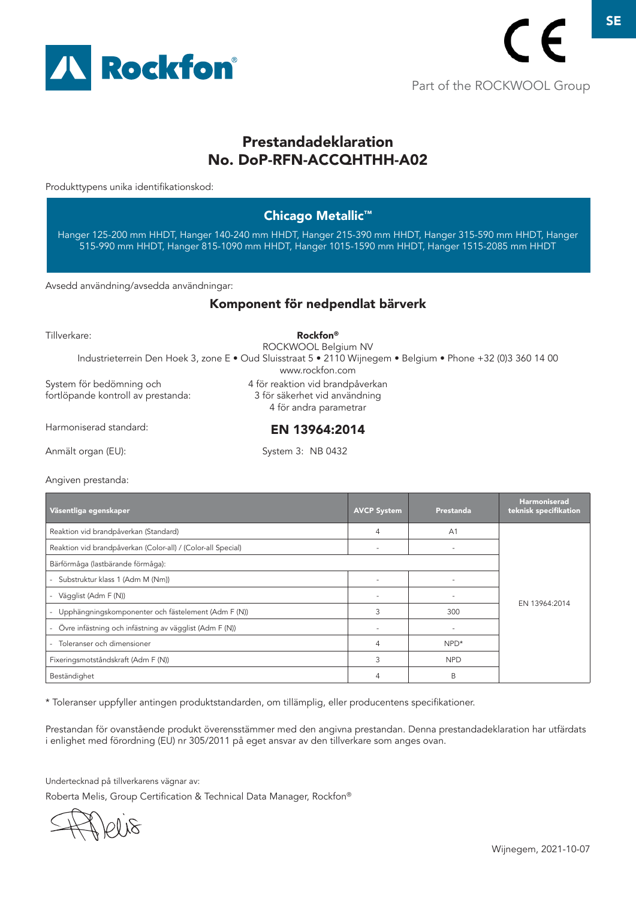SE

Part of the ROCKWOOL Group

# Prestandadeklaration
# No. DoP-RFN-ACCQHTHH-A02

Produkttypens unika identifikationskod:

## Chicago Metallic™

Hanger 125-200 mm HHDT, Hanger 140-240 mm HHDT, Hanger 215-390 mm HHDT, Hanger 315-590 mm HHDT, Hanger 515-990 mm HHDT, Hanger 815-1090 mm HHDT, Hanger 1015-1590 mm HHDT, Hanger 1515-2085 mm HHDT

Avsedd användning/avsedda användningar:

## Komponent för nedpendlat bärverk

Tillverkare:

**Rockfon®**
ROCKWOOL Belgium NV
Industrieterrein Den Hoek 3, zone E • Oud Sluisstraat 5 • 2110 Wijnegem • Belgium • Phone +32 (0)3 360 14 00
www.rockfon.com

System för bedömning och fortlöpande kontroll av prestanda:
4 för reaktion vid brandpåverkan
3 för säkerhet vid användning
4 för andra parametrar

Harmoniserad standard: **EN 13964:2014**

Anmält organ (EU): System 3: NB 0432

Angiven prestanda:

| Väsentliga egenskaper | AVCP System | Prestanda | Harmoniserad teknisk specifikation |
|---|---|---|---|
| Reaktion vid brandpåverkan (Standard) | 4 | A1 | EN 13964:2014 |
| Reaktion vid brandpåverkan (Color-all) / (Color-all Special) | - | - | |
| Bärförmåga (lastbärande förmåga): | | | |
| - Substruktur klass 1 (Adm M (Nm)) | - | - | |
| - Vägglist (Adm F (N)) | - | - | |
| - Upphängningskomponenter och fästelement (Adm F (N)) | 3 | 300 | |
| - Övre infästning och infästning av vägglist (Adm F (N)) | - | - | |
| - Toleranser och dimensioner | 4 | NPD* | |
| Fixeringsmotståndskraft (Adm F (N)) | 3 | NPD | |
| Beständighet | 4 | B | |

\* Toleranser uppfyller antingen produktstandarden, om tillämplig, eller producentens specifikationer.

Prestandan för ovanstående produkt överensstämmer med den angivna prestandan. Denna prestandadeklaration har utfärdats i enlighet med förordning (EU) nr 305/2011 på eget ansvar av den tillverkare som anges ovan.

Undertecknad på tillverkarens vägnar av:

Roberta Melis, Group Certification & Technical Data Manager, Rockfon®

Wijnegem, 2021-10-07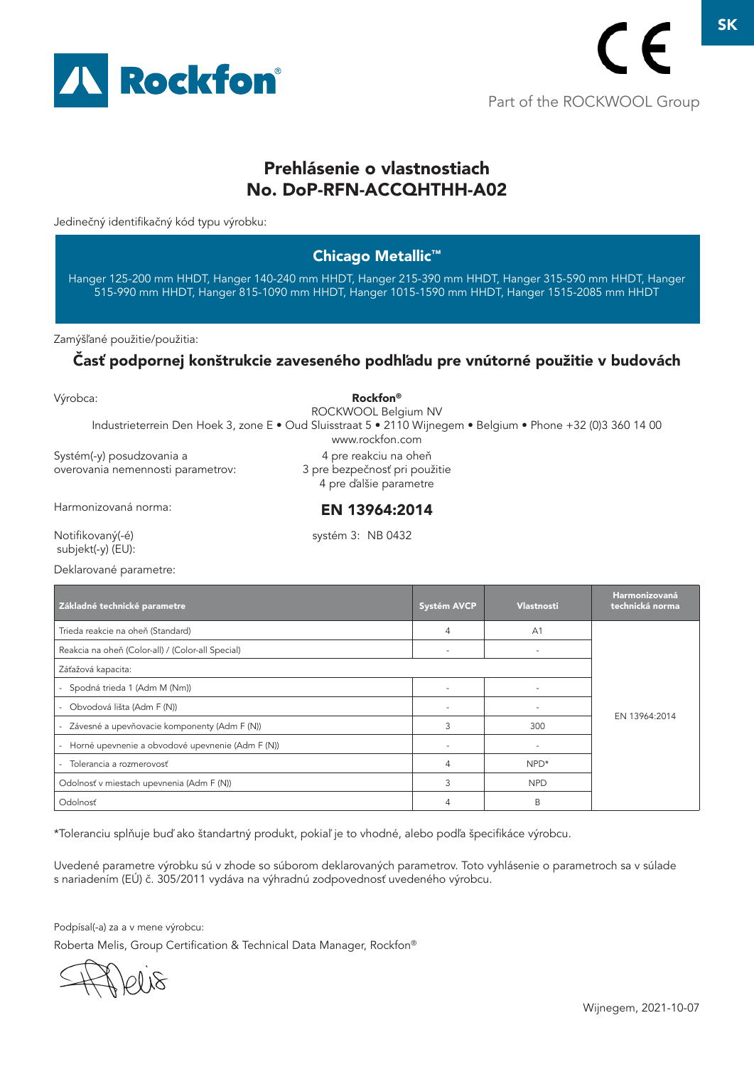Rockfon®

Part of the ROCKWOOL Group

# Prehlásenie o vlastnostiach
# No. DoP-RFN-ACCQHTHH-A02

Jedinečný identifikačný kód typu výrobku:

## Chicago Metallic™

Hanger 125-200 mm HHDT, Hanger 140-240 mm HHDT, Hanger 215-390 mm HHDT, Hanger 315-590 mm HHDT, Hanger 515-990 mm HHDT, Hanger 815-1090 mm HHDT, Hanger 1015-1590 mm HHDT, Hanger 1515-2085 mm HHDT

Zamýšľané použitie/použitia:

**Časť podpornej konštrukcie zaveseného podhľadu pre vnútorné použitie v budovách**

Výrobca: **Rockfon®**
ROCKWOOL Belgium NV
Industrieterrein Den Hoek 3, zone E • Oud Sluisstraat 5 • 2110 Wijnegem • Belgium • Phone +32 (0)3 360 14 00
www.rockfon.com

Systém(-y) posudzovania a overovania nemennosti parametrov:
4 pre reakciu na oheň
3 pre bezpečnosť pri použitie
4 pre ďalšie parametre

Harmonizovaná norma: **EN 13964:2014**

Notifikovaný(-é) subjekt(-y) (EU): systém 3: NB 0432

Deklarované parametre:

| Základné technické parametre | Systém AVCP | Vlastnosti | Harmonizovaná technická norma |
|---|---|---|---|
| Trieda reakcie na oheň (Standard) | 4 | A1 | EN 13964:2014 |
| Reakcia na oheň (Color-all) / (Color-all Special) | - | - | |
| Záťažová kapacita: | | | |
| - Spodná trieda 1 (Adm M (Nm)) | - | - | |
| - Obvodová lišta (Adm F (N)) | - | - | |
| - Závesné a upevňovacie komponenty (Adm F (N)) | 3 | 300 | |
| - Horné upevnenie a obvodové upevnenie (Adm F (N)) | - | - | |
| - Tolerancia a rozmerovosť | 4 | NPD* | |
| Odolnosť v miestach upevnenia (Adm F (N)) | 3 | NPD | |
| Odolnosť | 4 | B | |

*Toleranciu splňuje buď ako štandartný produkt, pokiaľ je to vhodné, alebo podľa špecifikáce výrobcu.

Uvedené parametre výrobku sú v zhode so súborom deklarovaných parametrov. Toto vyhlásenie o parametroch sa v súlade s nariadením (EÚ) č. 305/2011 vydáva na výhradnú zodpovednosť uvedeného výrobcu.

Podpísal(-a) za a v mene výrobcu:

Roberta Melis, Group Certification & Technical Data Manager, Rockfon®

Wijnegem, 2021-10-07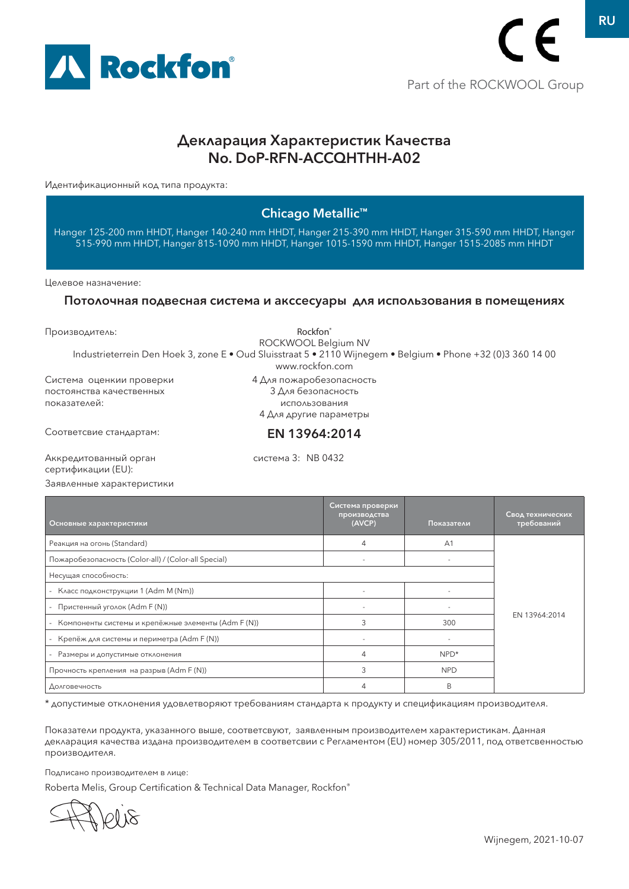RU

Rockfon®

Part of the ROCKWOOL Group

# Декларация Характеристик Качества
# No. DoP-RFN-ACCQHTHH-A02

Идентификационный код типа продукта:

## Chicago Metallic™

Hanger 125-200 mm HHDT, Hanger 140-240 mm HHDT, Hanger 215-390 mm HHDT, Hanger 315-590 mm HHDT, Hanger 515-990 mm HHDT, Hanger 815-1090 mm HHDT, Hanger 1015-1590 mm HHDT, Hanger 1515-2085 mm HHDT

Целевое назначение:

**Потолочная подвесная система и акссесуары для использования в помещениях**

Производитель:

Rockfon®
ROCKWOOL Belgium NV
Industrieterrein Den Hoek 3, zone E • Oud Sluisstraat 5 • 2110 Wijnegem • Belgium • Phone +32 (0)3 360 14 00
www.rockfon.com

Система оценки проверки постоянства качественных показателей:

4 Для пожаробезопасность
3 Для безопасность использования
4 Для другие параметры

Соответсвие стандартам: **EN 13964:2014**

Аккредитованный орган сертификации (EU): система 3: NB 0432

Заявленные характеристики

| Основные характеристики | Система проверки производства (AVCP) | Показатели | Свод технических требований |
|---|---|---|---|
| Реакция на огонь (Standard) | 4 | A1 | EN 13964:2014 |
| Пожаробезопасность (Color-all) / (Color-all Special) | - | - | |
| Несущая способность: | | | |
| - Класс подконструкции 1 (Adm M (Nm)) | - | - | |
| - Пристенный уголок (Adm F (N)) | - | - | |
| - Компоненты системы и крепёжные элементы (Adm F (N)) | 3 | 300 | |
| - Крепёж для системы и периметра (Adm F (N)) | - | - | |
| - Размеры и допустимые отклонения | 4 | NPD* | |
| Прочность крепления на разрыв (Adm F (N)) | 3 | NPD | |
| Долговечность | 4 | B | |

\* допустимые отклонения удовлетворяют требованиям стандарта к продукту и спецификациям производителя.

Показатели продукта, указанного выше, соответсвуют, заявленным производителем характеристикам. Данная декларация качества издана производителем в соответсвии с Регламентом (EU) номер 305/2011, под ответсвенностью производителя.

Подписано производителем в лице:

Roberta Melis, Group Certification & Technical Data Manager, Rockfon®

Wijnegem, 2021-10-07